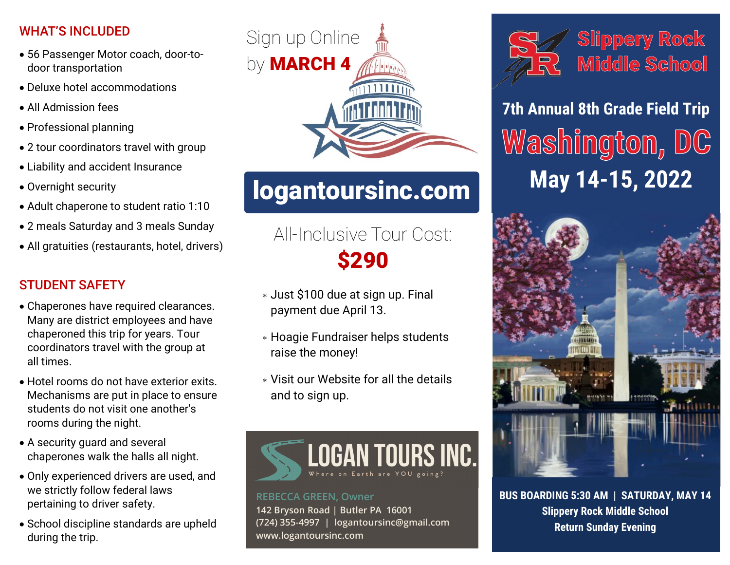## WHAT'S INCLUDED

- 56 Passenger Motor coach, door-to-door transportation
- Deluxe hotel accommodations
- All Admission fees
- Professional planning
- 2 tour coordinators travel with group
- Liability and accident Insurance
- Overnight security
- Adult chaperone to student ratio 1:10
- 2 meals Saturday and 3 meals Sunday
- All gratuities (restaurants, hotel, drivers)

## STUDENT SAFETY

- Chaperones have required clearances. Many are district employees and have chaperoned this trip for years. Tour coordinators travel with the group at all times.
- Hotel rooms do not have exterior exits. Mechanisms are put in place to ensure students do not visit one another's rooms during the night.
- A security guard and several chaperones walk the halls all night.
- Only experienced drivers are used, and we strictly follow federal laws pertaining to driver safety.
- School discipline standards are upheld during the trip.

Sign up Online by **MARCH 4**

# logantoursinc.com

All-Inclusive Tour Cost:

**$290**

- Just $100 due at sign up. Final payment due April 13.
- Hoagie Fundraiser helps students raise the money!
- Visit our Website for all the details and to sign up.

**LOGAN TOURS INC.**
Where on Earth are YOU going?

REBECCA GREEN, Owner
142 Bryson Road | Butler PA 16001
(724) 355-4997 | logantoursinc@gmail.com
www.logantoursinc.com

# Slippery Rock Middle School

## 7th Annual 8th Grade Field Trip

# Washington, DC

## May 14-15, 2022

**BUS BOARDING 5:30 AM | SATURDAY, MAY 14**
**Slippery Rock Middle School**
**Return Sunday Evening**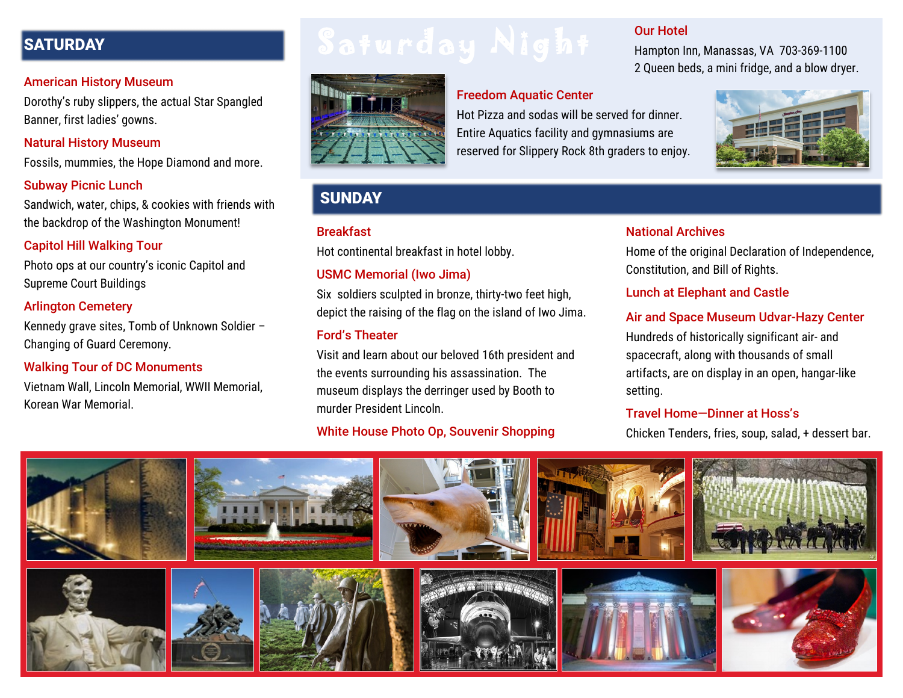## SATURDAY

**American History Museum**
Dorothy's ruby slippers, the actual Star Spangled Banner, first ladies' gowns.

**Natural History Museum**
Fossils, mummies, the Hope Diamond and more.

**Subway Picnic Lunch**
Sandwich, water, chips, & cookies with friends with the backdrop of the Washington Monument!

**Capitol Hill Walking Tour**
Photo ops at our country's iconic Capitol and Supreme Court Buildings

**Arlington Cemetery**
Kennedy grave sites, Tomb of Unknown Soldier – Changing of Guard Ceremony.

**Walking Tour of DC Monuments**
Vietnam Wall, Lincoln Memorial, WWII Memorial, Korean War Memorial.

## Saturday Night

**Freedom Aquatic Center**
Hot Pizza and sodas will be served for dinner. Entire Aquatics facility and gymnasiums are reserved for Slippery Rock 8th graders to enjoy.

**Our Hotel**
Hampton Inn, Manassas, VA 703-369-1100
2 Queen beds, a mini fridge, and a blow dryer.

## SUNDAY

**Breakfast**
Hot continental breakfast in hotel lobby.

**USMC Memorial (Iwo Jima)**
Six soldiers sculpted in bronze, thirty-two feet high, depict the raising of the flag on the island of Iwo Jima.

**Ford's Theater**
Visit and learn about our beloved 16th president and the events surrounding his assassination. The museum displays the derringer used by Booth to murder President Lincoln.

**White House Photo Op, Souvenir Shopping**

**National Archives**
Home of the original Declaration of Independence, Constitution, and Bill of Rights.

**Lunch at Elephant and Castle**

**Air and Space Museum Udvar-Hazy Center**
Hundreds of historically significant air- and spacecraft, along with thousands of small artifacts, are on display in an open, hangar-like setting.

**Travel Home—Dinner at Hoss's**
Chicken Tenders, fries, soup, salad, + dessert bar.